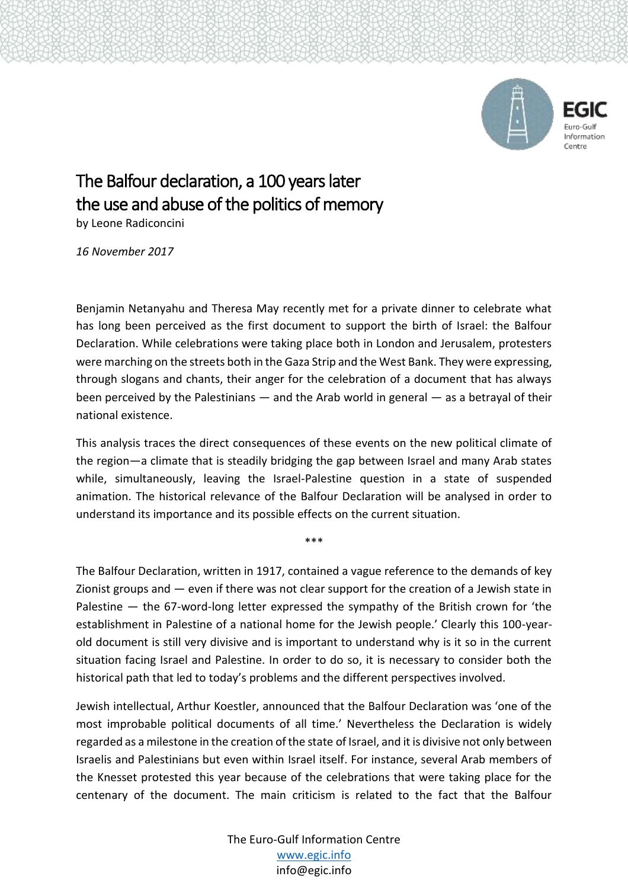# The Balfour declaration, a 100 years later the use and abuse of the politics of memory

by Leone Radiconcini

*16 November 2017*

Benjamin Netanyahu and Theresa May recently met for a private dinner to celebrate what has long been perceived as the first document to support the birth of Israel: the Balfour Declaration. While celebrations were taking place both in London and Jerusalem, protesters were marching on the streets both in the Gaza Strip and the West Bank. They were expressing, through slogans and chants, their anger for the celebration of a document that has always been perceived by the Palestinians — and the Arab world in general — as a betrayal of their national existence.

This analysis traces the direct consequences of these events on the new political climate of the region—a climate that is steadily bridging the gap between Israel and many Arab states while, simultaneously, leaving the Israel-Palestine question in a state of suspended animation. The historical relevance of the Balfour Declaration will be analysed in order to understand its importance and its possible effects on the current situation.

\*\*\*

The Balfour Declaration, written in 1917, contained a vague reference to the demands of key Zionist groups and — even if there was not clear support for the creation of a Jewish state in Palestine — the 67-word-long letter expressed the sympathy of the British crown for 'the establishment in Palestine of a national home for the Jewish people.' Clearly this 100-year-old document is still very divisive and is important to understand why is it so in the current situation facing Israel and Palestine. In order to do so, it is necessary to consider both the historical path that led to today's problems and the different perspectives involved.

Jewish intellectual, Arthur Koestler, announced that the Balfour Declaration was 'one of the most improbable political documents of all time.' Nevertheless the Declaration is widely regarded as a milestone in the creation of the state of Israel, and it is divisive not only between Israelis and Palestinians but even within Israel itself. For instance, several Arab members of the Knesset protested this year because of the celebrations that were taking place for the centenary of the document. The main criticism is related to the fact that the Balfour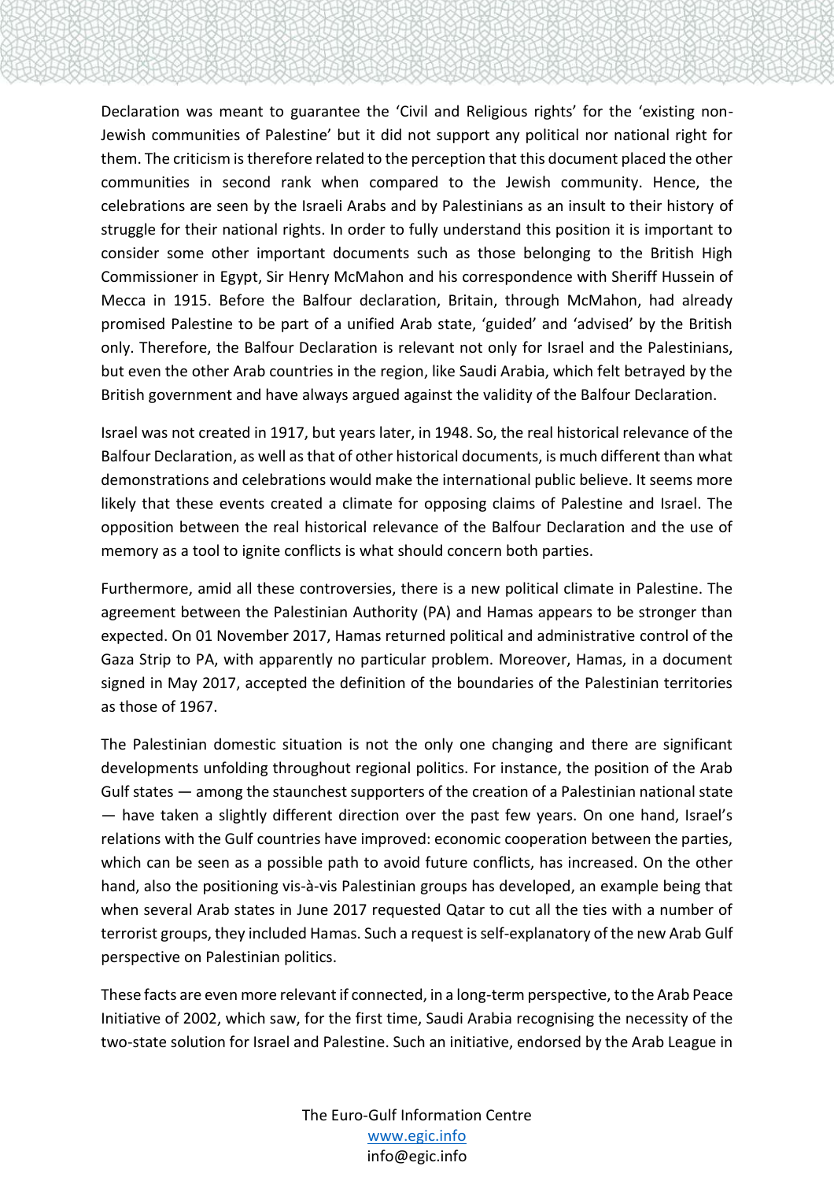Declaration was meant to guarantee the 'Civil and Religious rights' for the 'existing non-Jewish communities of Palestine' but it did not support any political nor national right for them. The criticism is therefore related to the perception that this document placed the other communities in second rank when compared to the Jewish community. Hence, the celebrations are seen by the Israeli Arabs and by Palestinians as an insult to their history of struggle for their national rights. In order to fully understand this position it is important to consider some other important documents such as those belonging to the British High Commissioner in Egypt, Sir Henry McMahon and his correspondence with Sheriff Hussein of Mecca in 1915. Before the Balfour declaration, Britain, through McMahon, had already promised Palestine to be part of a unified Arab state, 'guided' and 'advised' by the British only. Therefore, the Balfour Declaration is relevant not only for Israel and the Palestinians, but even the other Arab countries in the region, like Saudi Arabia, which felt betrayed by the British government and have always argued against the validity of the Balfour Declaration.

Israel was not created in 1917, but years later, in 1948. So, the real historical relevance of the Balfour Declaration, as well as that of other historical documents, is much different than what demonstrations and celebrations would make the international public believe. It seems more likely that these events created a climate for opposing claims of Palestine and Israel. The opposition between the real historical relevance of the Balfour Declaration and the use of memory as a tool to ignite conflicts is what should concern both parties.

Furthermore, amid all these controversies, there is a new political climate in Palestine. The agreement between the Palestinian Authority (PA) and Hamas appears to be stronger than expected. On 01 November 2017, Hamas returned political and administrative control of the Gaza Strip to PA, with apparently no particular problem. Moreover, Hamas, in a document signed in May 2017, accepted the definition of the boundaries of the Palestinian territories as those of 1967.

The Palestinian domestic situation is not the only one changing and there are significant developments unfolding throughout regional politics. For instance, the position of the Arab Gulf states — among the staunchest supporters of the creation of a Palestinian national state — have taken a slightly different direction over the past few years. On one hand, Israel's relations with the Gulf countries have improved: economic cooperation between the parties, which can be seen as a possible path to avoid future conflicts, has increased. On the other hand, also the positioning vis-à-vis Palestinian groups has developed, an example being that when several Arab states in June 2017 requested Qatar to cut all the ties with a number of terrorist groups, they included Hamas. Such a request is self-explanatory of the new Arab Gulf perspective on Palestinian politics.

These facts are even more relevant if connected, in a long-term perspective, to the Arab Peace Initiative of 2002, which saw, for the first time, Saudi Arabia recognising the necessity of the two-state solution for Israel and Palestine. Such an initiative, endorsed by the Arab League in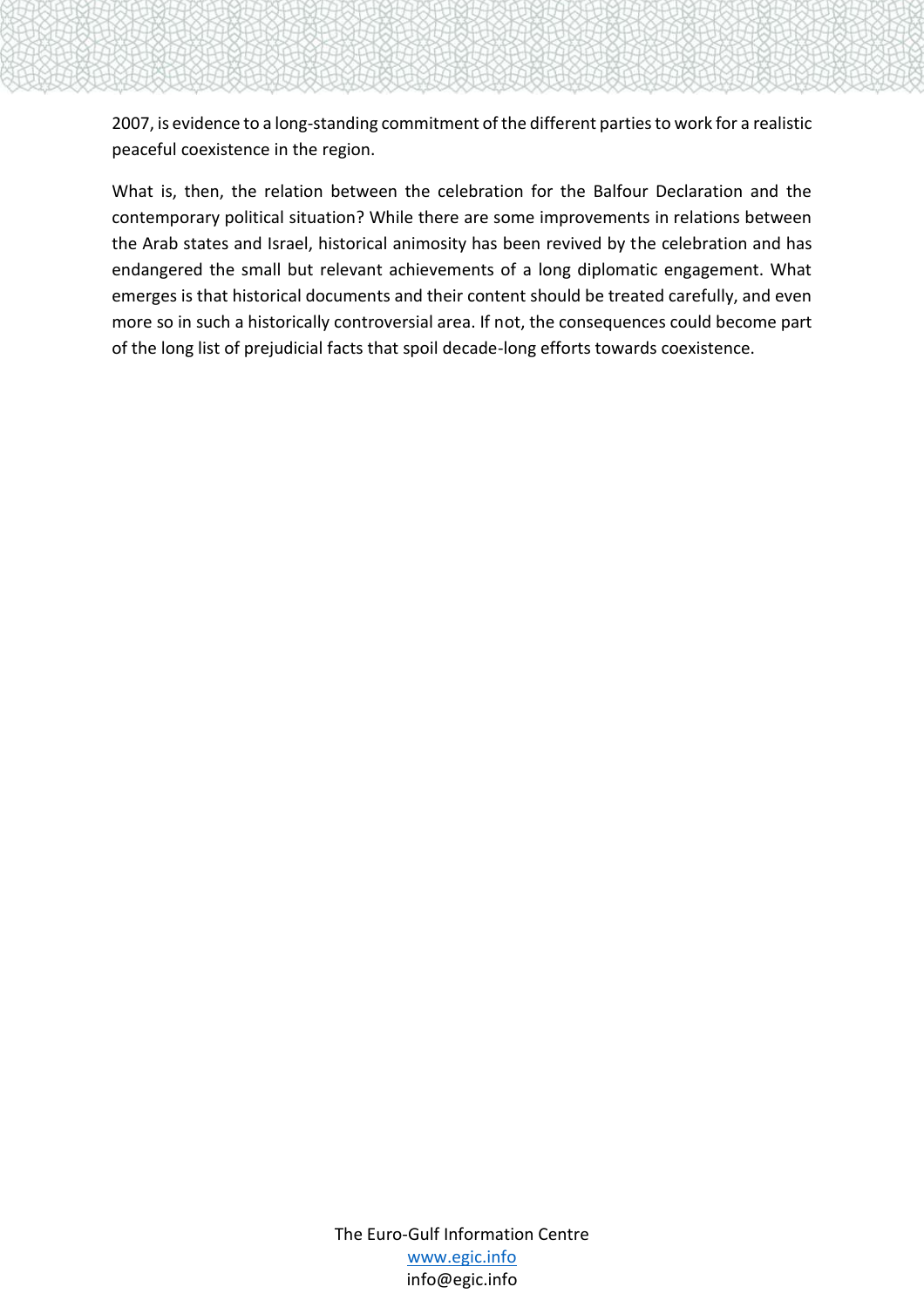2007, is evidence to a long-standing commitment of the different parties to work for a realistic peaceful coexistence in the region.

What is, then, the relation between the celebration for the Balfour Declaration and the contemporary political situation? While there are some improvements in relations between the Arab states and Israel, historical animosity has been revived by the celebration and has endangered the small but relevant achievements of a long diplomatic engagement. What emerges is that historical documents and their content should be treated carefully, and even more so in such a historically controversial area. If not, the consequences could become part of the long list of prejudicial facts that spoil decade-long efforts towards coexistence.